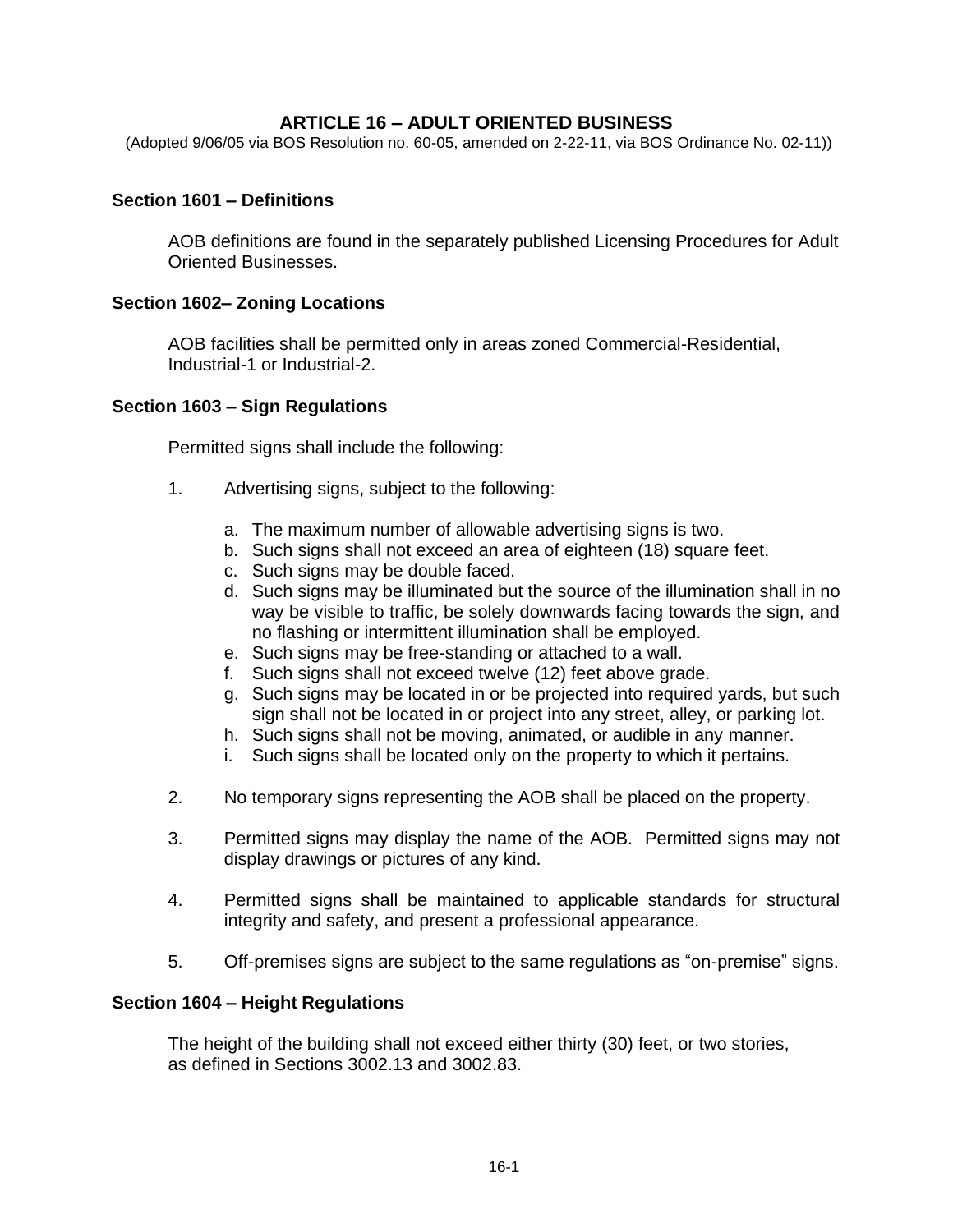# ARTICLE 16 – ADULT ORIENTED BUSINESS

(Adopted 9/06/05 via BOS Resolution no. 60-05, amended on 2-22-11, via BOS Ordinance No. 02-11))

## Section 1601 – Definitions

AOB definitions are found in the separately published Licensing Procedures for Adult Oriented Businesses.

## Section 1602– Zoning Locations

AOB facilities shall be permitted only in areas zoned Commercial-Residential, Industrial-1 or Industrial-2.

## Section 1603 – Sign Regulations

Permitted signs shall include the following:

1. Advertising signs, subject to the following:

   a. The maximum number of allowable advertising signs is two.
   b. Such signs shall not exceed an area of eighteen (18) square feet.
   c. Such signs may be double faced.
   d. Such signs may be illuminated but the source of the illumination shall in no way be visible to traffic, be solely downwards facing towards the sign, and no flashing or intermittent illumination shall be employed.
   e. Such signs may be free-standing or attached to a wall.
   f. Such signs shall not exceed twelve (12) feet above grade.
   g. Such signs may be located in or be projected into required yards, but such sign shall not be located in or project into any street, alley, or parking lot.
   h. Such signs shall not be moving, animated, or audible in any manner.
   i. Such signs shall be located only on the property to which it pertains.

2. No temporary signs representing the AOB shall be placed on the property.

3. Permitted signs may display the name of the AOB. Permitted signs may not display drawings or pictures of any kind.

4. Permitted signs shall be maintained to applicable standards for structural integrity and safety, and present a professional appearance.

5. Off-premises signs are subject to the same regulations as "on-premise" signs.

## Section 1604 – Height Regulations

The height of the building shall not exceed either thirty (30) feet, or two stories, as defined in Sections 3002.13 and 3002.83.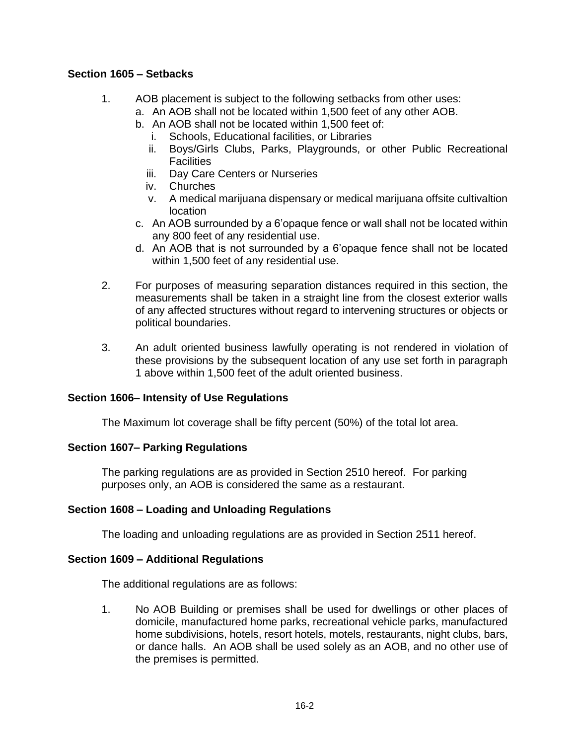### Section 1605 – Setbacks

1. AOB placement is subject to the following setbacks from other uses:
   a. An AOB shall not be located within 1,500 feet of any other AOB.
   b. An AOB shall not be located within 1,500 feet of:
      i. Schools, Educational facilities, or Libraries
      ii. Boys/Girls Clubs, Parks, Playgrounds, or other Public Recreational Facilities
      iii. Day Care Centers or Nurseries
      iv. Churches
      v. A medical marijuana dispensary or medical marijuana offsite cultivaltion location
   c. An AOB surrounded by a 6'opaque fence or wall shall not be located within any 800 feet of any residential use.
   d. An AOB that is not surrounded by a 6'opaque fence shall not be located within 1,500 feet of any residential use.

2. For purposes of measuring separation distances required in this section, the measurements shall be taken in a straight line from the closest exterior walls of any affected structures without regard to intervening structures or objects or political boundaries.

3. An adult oriented business lawfully operating is not rendered in violation of these provisions by the subsequent location of any use set forth in paragraph 1 above within 1,500 feet of the adult oriented business.

### Section 1606– Intensity of Use Regulations

The Maximum lot coverage shall be fifty percent (50%) of the total lot area.

### Section 1607– Parking Regulations

The parking regulations are as provided in Section 2510 hereof. For parking purposes only, an AOB is considered the same as a restaurant.

### Section 1608 – Loading and Unloading Regulations

The loading and unloading regulations are as provided in Section 2511 hereof.

### Section 1609 – Additional Regulations

The additional regulations are as follows:

1. No AOB Building or premises shall be used for dwellings or other places of domicile, manufactured home parks, recreational vehicle parks, manufactured home subdivisions, hotels, resort hotels, motels, restaurants, night clubs, bars, or dance halls. An AOB shall be used solely as an AOB, and no other use of the premises is permitted.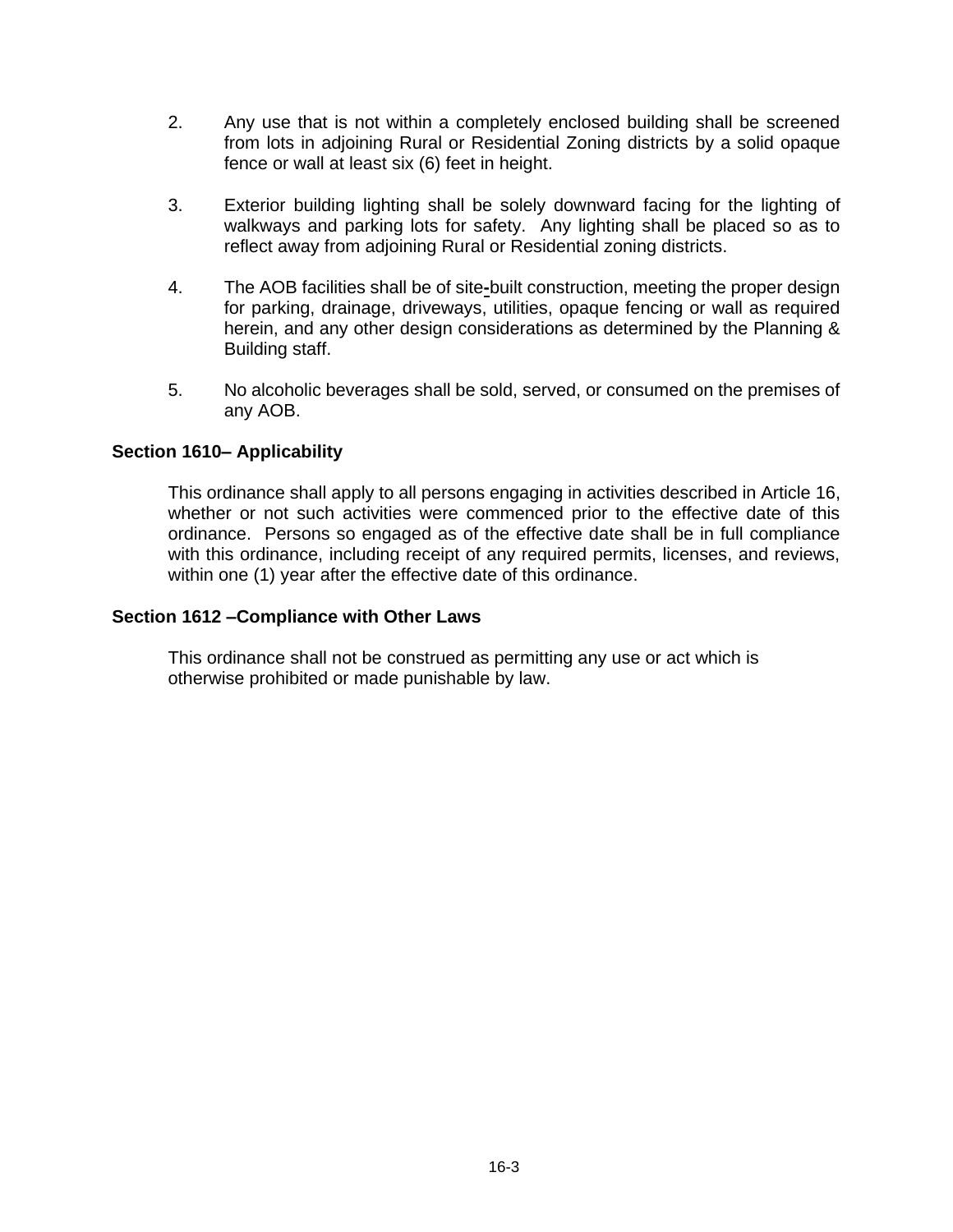2. Any use that is not within a completely enclosed building shall be screened from lots in adjoining Rural or Residential Zoning districts by a solid opaque fence or wall at least six (6) feet in height.

3. Exterior building lighting shall be solely downward facing for the lighting of walkways and parking lots for safety. Any lighting shall be placed so as to reflect away from adjoining Rural or Residential zoning districts.

4. The AOB facilities shall be of site-built construction, meeting the proper design for parking, drainage, driveways, utilities, opaque fencing or wall as required herein, and any other design considerations as determined by the Planning & Building staff.

5. No alcoholic beverages shall be sold, served, or consumed on the premises of any AOB.

**Section 1610– Applicability**

This ordinance shall apply to all persons engaging in activities described in Article 16, whether or not such activities were commenced prior to the effective date of this ordinance. Persons so engaged as of the effective date shall be in full compliance with this ordinance, including receipt of any required permits, licenses, and reviews, within one (1) year after the effective date of this ordinance.

**Section 1612 –Compliance with Other Laws**

This ordinance shall not be construed as permitting any use or act which is otherwise prohibited or made punishable by law.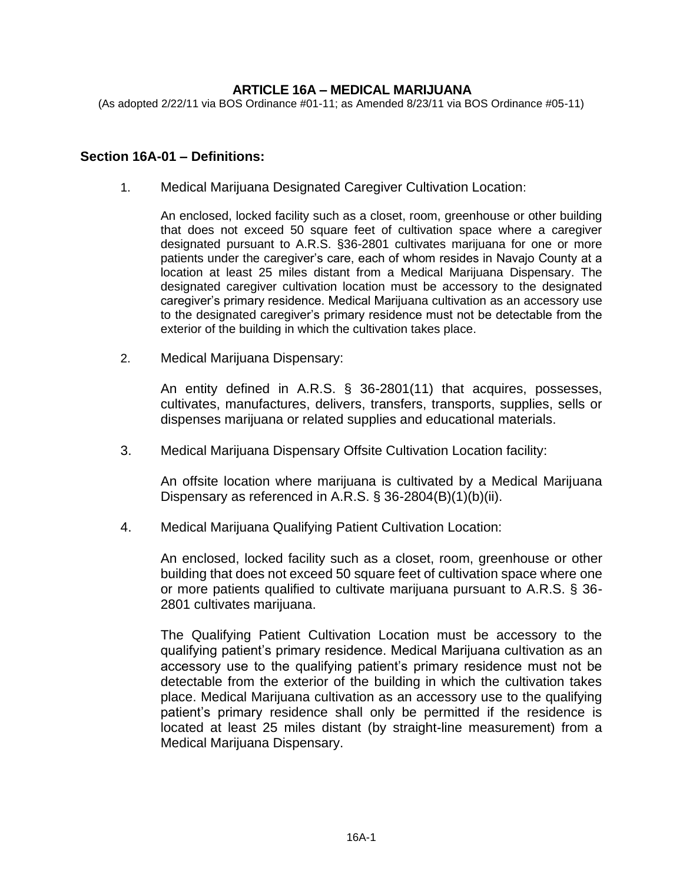# ARTICLE 16A – MEDICAL MARIJUANA

(As adopted 2/22/11 via BOS Ordinance #01-11; as Amended 8/23/11 via BOS Ordinance #05-11)

## Section 16A-01 – Definitions:

1. Medical Marijuana Designated Caregiver Cultivation Location:

   An enclosed, locked facility such as a closet, room, greenhouse or other building that does not exceed 50 square feet of cultivation space where a caregiver designated pursuant to A.R.S. §36-2801 cultivates marijuana for one or more patients under the caregiver's care, each of whom resides in Navajo County at a location at least 25 miles distant from a Medical Marijuana Dispensary. The designated caregiver cultivation location must be accessory to the designated caregiver's primary residence. Medical Marijuana cultivation as an accessory use to the designated caregiver's primary residence must not be detectable from the exterior of the building in which the cultivation takes place.

2. Medical Marijuana Dispensary:

   An entity defined in A.R.S. § 36-2801(11) that acquires, possesses, cultivates, manufactures, delivers, transfers, transports, supplies, sells or dispenses marijuana or related supplies and educational materials.

3. Medical Marijuana Dispensary Offsite Cultivation Location facility:

   An offsite location where marijuana is cultivated by a Medical Marijuana Dispensary as referenced in A.R.S. § 36-2804(B)(1)(b)(ii).

4. Medical Marijuana Qualifying Patient Cultivation Location:

   An enclosed, locked facility such as a closet, room, greenhouse or other building that does not exceed 50 square feet of cultivation space where one or more patients qualified to cultivate marijuana pursuant to A.R.S. § 36-2801 cultivates marijuana.

   The Qualifying Patient Cultivation Location must be accessory to the qualifying patient's primary residence. Medical Marijuana cultivation as an accessory use to the qualifying patient's primary residence must not be detectable from the exterior of the building in which the cultivation takes place. Medical Marijuana cultivation as an accessory use to the qualifying patient's primary residence shall only be permitted if the residence is located at least 25 miles distant (by straight-line measurement) from a Medical Marijuana Dispensary.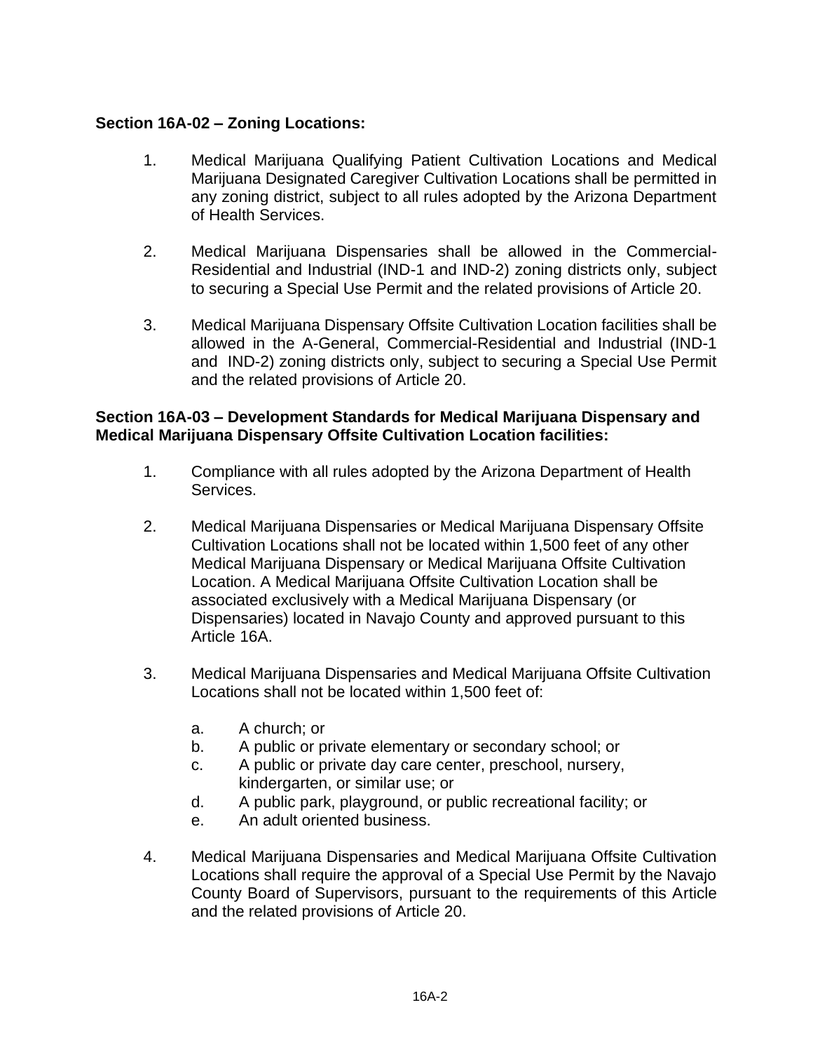**Section 16A-02 – Zoning Locations:**

1. Medical Marijuana Qualifying Patient Cultivation Locations and Medical Marijuana Designated Caregiver Cultivation Locations shall be permitted in any zoning district, subject to all rules adopted by the Arizona Department of Health Services.

2. Medical Marijuana Dispensaries shall be allowed in the Commercial-Residential and Industrial (IND-1 and IND-2) zoning districts only, subject to securing a Special Use Permit and the related provisions of Article 20.

3. Medical Marijuana Dispensary Offsite Cultivation Location facilities shall be allowed in the A-General, Commercial-Residential and Industrial (IND-1 and IND-2) zoning districts only, subject to securing a Special Use Permit and the related provisions of Article 20.

**Section 16A-03 – Development Standards for Medical Marijuana Dispensary and Medical Marijuana Dispensary Offsite Cultivation Location facilities:**

1. Compliance with all rules adopted by the Arizona Department of Health Services.

2. Medical Marijuana Dispensaries or Medical Marijuana Dispensary Offsite Cultivation Locations shall not be located within 1,500 feet of any other Medical Marijuana Dispensary or Medical Marijuana Offsite Cultivation Location. A Medical Marijuana Offsite Cultivation Location shall be associated exclusively with a Medical Marijuana Dispensary (or Dispensaries) located in Navajo County and approved pursuant to this Article 16A.

3. Medical Marijuana Dispensaries and Medical Marijuana Offsite Cultivation Locations shall not be located within 1,500 feet of:

   a. A church; or
   b. A public or private elementary or secondary school; or
   c. A public or private day care center, preschool, nursery, kindergarten, or similar use; or
   d. A public park, playground, or public recreational facility; or
   e. An adult oriented business.

4. Medical Marijuana Dispensaries and Medical Marijuana Offsite Cultivation Locations shall require the approval of a Special Use Permit by the Navajo County Board of Supervisors, pursuant to the requirements of this Article and the related provisions of Article 20.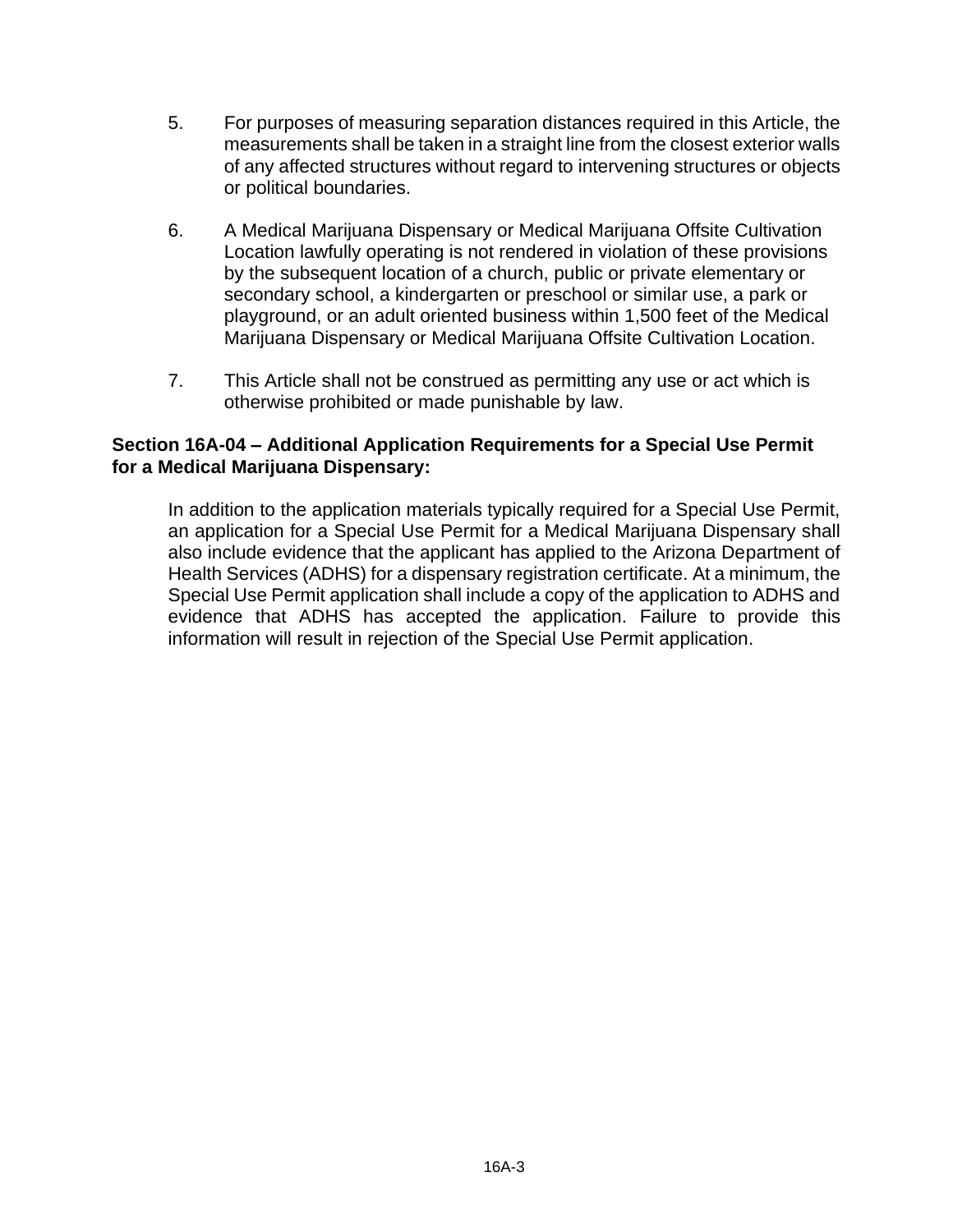5. For purposes of measuring separation distances required in this Article, the measurements shall be taken in a straight line from the closest exterior walls of any affected structures without regard to intervening structures or objects or political boundaries.

6. A Medical Marijuana Dispensary or Medical Marijuana Offsite Cultivation Location lawfully operating is not rendered in violation of these provisions by the subsequent location of a church, public or private elementary or secondary school, a kindergarten or preschool or similar use, a park or playground, or an adult oriented business within 1,500 feet of the Medical Marijuana Dispensary or Medical Marijuana Offsite Cultivation Location.

7. This Article shall not be construed as permitting any use or act which is otherwise prohibited or made punishable by law.

**Section 16A-04 – Additional Application Requirements for a Special Use Permit for a Medical Marijuana Dispensary:**

In addition to the application materials typically required for a Special Use Permit, an application for a Special Use Permit for a Medical Marijuana Dispensary shall also include evidence that the applicant has applied to the Arizona Department of Health Services (ADHS) for a dispensary registration certificate. At a minimum, the Special Use Permit application shall include a copy of the application to ADHS and evidence that ADHS has accepted the application. Failure to provide this information will result in rejection of the Special Use Permit application.